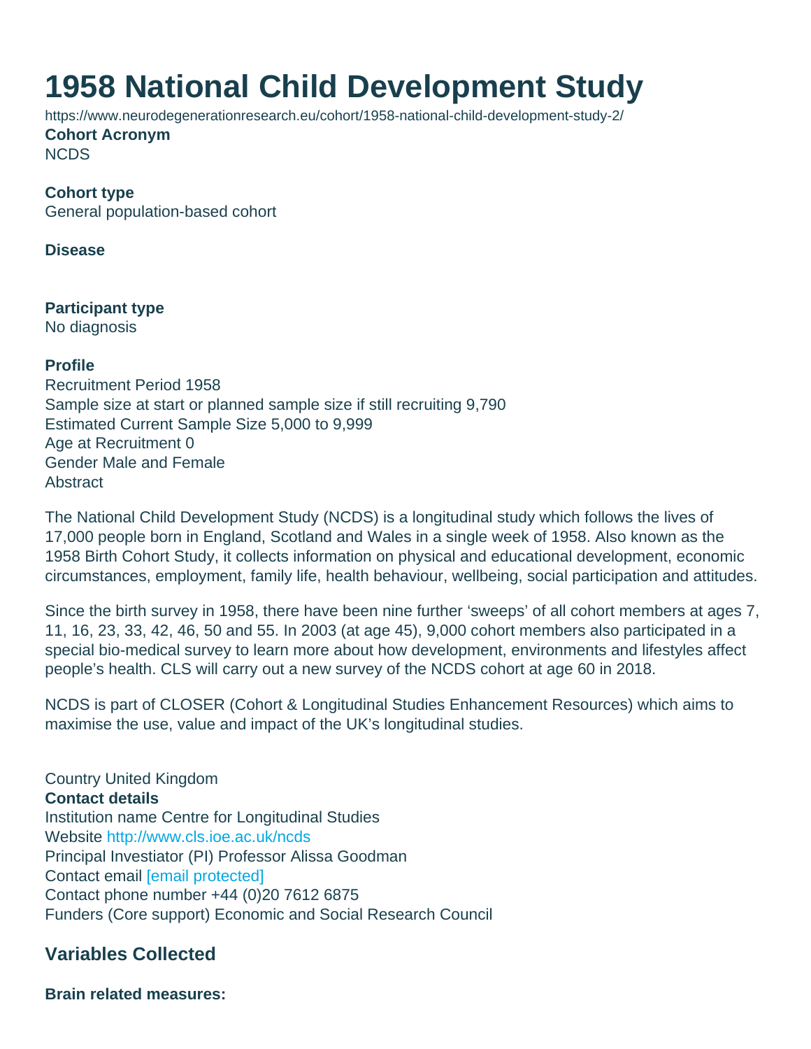# 1958 National Child Development Study

https://www.neurodegenerationresearch.eu/cohort/1958-national-child-development-study-2/

**Cohort Acronym**
NCDS

**Cohort type**
General population-based cohort

**Disease**

**Participant type**
No diagnosis

**Profile**
Recruitment Period 1958
Sample size at start or planned sample size if still recruiting 9,790
Estimated Current Sample Size 5,000 to 9,999
Age at Recruitment 0
Gender Male and Female
Abstract

The National Child Development Study (NCDS) is a longitudinal study which follows the lives of 17,000 people born in England, Scotland and Wales in a single week of 1958. Also known as the 1958 Birth Cohort Study, it collects information on physical and educational development, economic circumstances, employment, family life, health behaviour, wellbeing, social participation and attitudes.

Since the birth survey in 1958, there have been nine further 'sweeps' of all cohort members at ages 7, 11, 16, 23, 33, 42, 46, 50 and 55. In 2003 (at age 45), 9,000 cohort members also participated in a special bio-medical survey to learn more about how development, environments and lifestyles affect people's health. CLS will carry out a new survey of the NCDS cohort at age 60 in 2018.

NCDS is part of CLOSER (Cohort & Longitudinal Studies Enhancement Resources) which aims to maximise the use, value and impact of the UK's longitudinal studies.

Country United Kingdom
**Contact details**
Institution name Centre for Longitudinal Studies
Website http://www.cls.ioe.ac.uk/ncds
Principal Investiator (PI) Professor Alissa Goodman
Contact email [email protected]
Contact phone number +44 (0)20 7612 6875
Funders (Core support) Economic and Social Research Council

## Variables Collected

**Brain related measures:**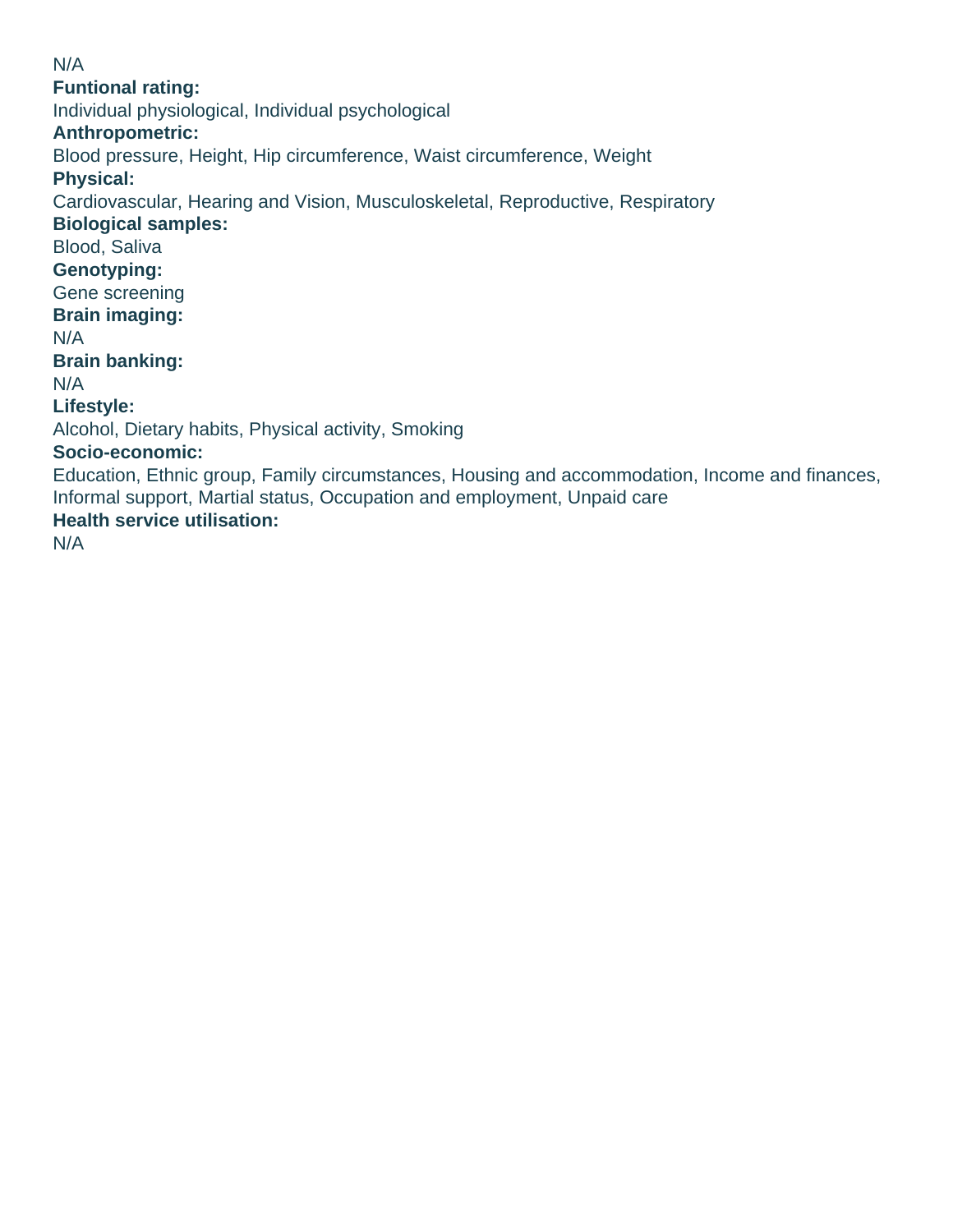N/A

**Funtional rating:**

Individual physiological, Individual psychological

**Anthropometric:**

Blood pressure, Height, Hip circumference, Waist circumference, Weight

**Physical:**

Cardiovascular, Hearing and Vision, Musculoskeletal, Reproductive, Respiratory

**Biological samples:**

Blood, Saliva

**Genotyping:**

Gene screening

**Brain imaging:**

N/A

**Brain banking:**

N/A

**Lifestyle:**

Alcohol, Dietary habits, Physical activity, Smoking

**Socio-economic:**

Education, Ethnic group, Family circumstances, Housing and accommodation, Income and finances, Informal support, Martial status, Occupation and employment, Unpaid care

**Health service utilisation:**

N/A